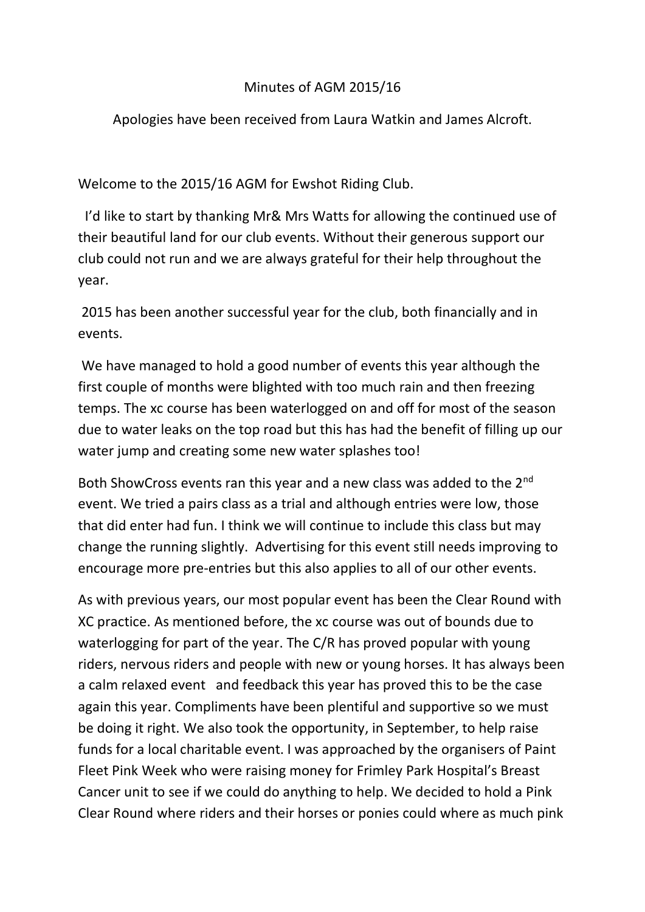Minutes of AGM 2015/16

Apologies have been received from Laura Watkin and James Alcroft.

Welcome to the 2015/16 AGM for Ewshot Riding Club.

I'd like to start by thanking Mr& Mrs Watts for allowing the continued use of their beautiful land for our club events. Without their generous support our club could not run and we are always grateful for their help throughout the year.

2015 has been another successful year for the club, both financially and in events.

We have managed to hold a good number of events this year although the first couple of months were blighted with too much rain and then freezing temps. The xc course has been waterlogged on and off for most of the season due to water leaks on the top road but this has had the benefit of filling up our water jump and creating some new water splashes too!

Both ShowCross events ran this year and a new class was added to the 2nd event. We tried a pairs class as a trial and although entries were low, those that did enter had fun. I think we will continue to include this class but may change the running slightly. Advertising for this event still needs improving to encourage more pre-entries but this also applies to all of our other events.

As with previous years, our most popular event has been the Clear Round with XC practice. As mentioned before, the xc course was out of bounds due to waterlogging for part of the year. The C/R has proved popular with young riders, nervous riders and people with new or young horses. It has always been a calm relaxed event and feedback this year has proved this to be the case again this year. Compliments have been plentiful and supportive so we must be doing it right. We also took the opportunity, in September, to help raise funds for a local charitable event. I was approached by the organisers of Paint Fleet Pink Week who were raising money for Frimley Park Hospital's Breast Cancer unit to see if we could do anything to help. We decided to hold a Pink Clear Round where riders and their horses or ponies could where as much pink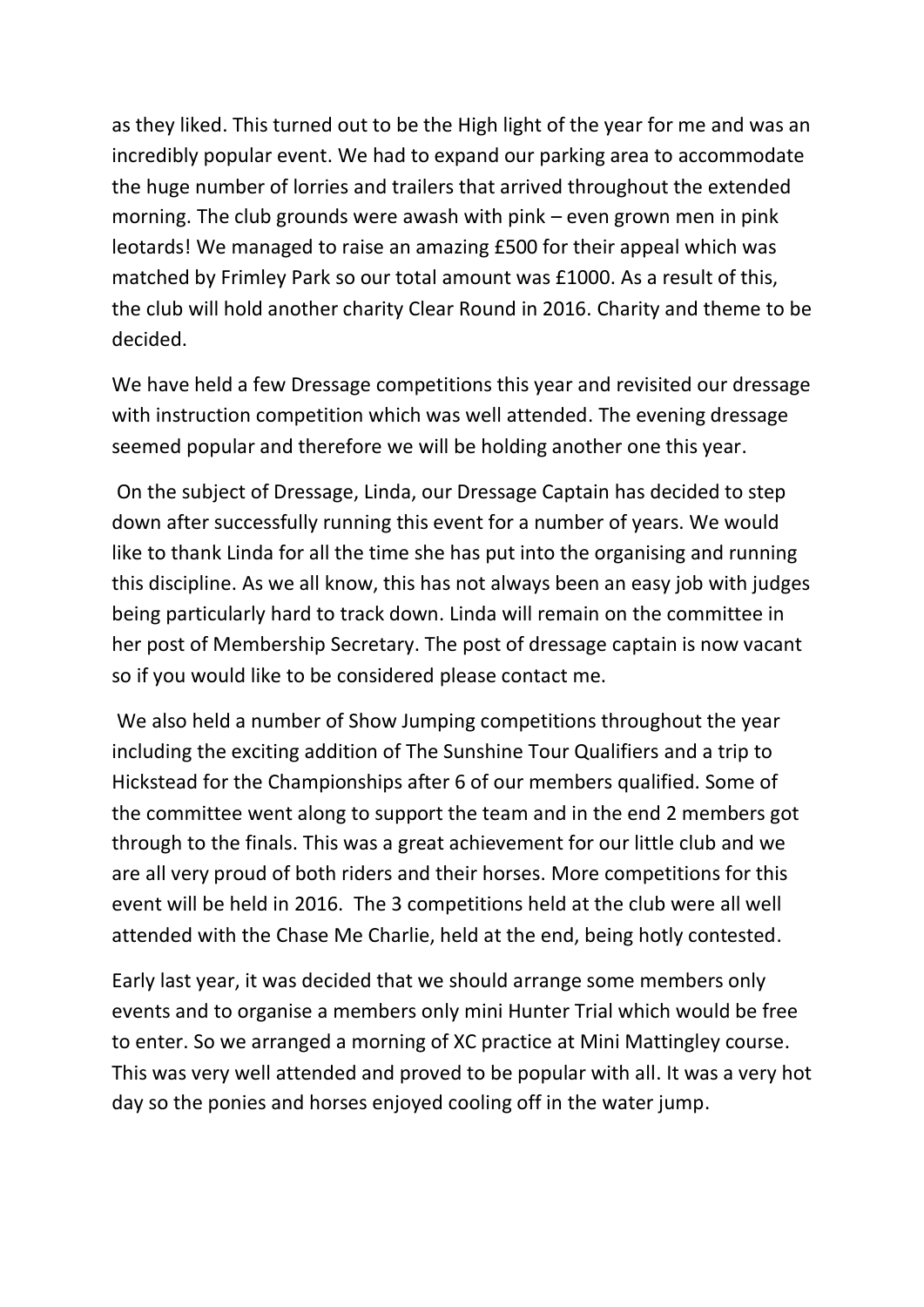as they liked. This turned out to be the High light of the year for me and was an incredibly popular event. We had to expand our parking area to accommodate the huge number of lorries and trailers that arrived throughout the extended morning. The club grounds were awash with pink – even grown men in pink leotards! We managed to raise an amazing £500 for their appeal which was matched by Frimley Park so our total amount was £1000. As a result of this, the club will hold another charity Clear Round in 2016. Charity and theme to be decided.

We have held a few Dressage competitions this year and revisited our dressage with instruction competition which was well attended. The evening dressage seemed popular and therefore we will be holding another one this year.

On the subject of Dressage, Linda, our Dressage Captain has decided to step down after successfully running this event for a number of years. We would like to thank Linda for all the time she has put into the organising and running this discipline. As we all know, this has not always been an easy job with judges being particularly hard to track down. Linda will remain on the committee in her post of Membership Secretary. The post of dressage captain is now vacant so if you would like to be considered please contact me.

We also held a number of Show Jumping competitions throughout the year including the exciting addition of The Sunshine Tour Qualifiers and a trip to Hickstead for the Championships after 6 of our members qualified. Some of the committee went along to support the team and in the end 2 members got through to the finals. This was a great achievement for our little club and we are all very proud of both riders and their horses. More competitions for this event will be held in 2016. The 3 competitions held at the club were all well attended with the Chase Me Charlie, held at the end, being hotly contested.

Early last year, it was decided that we should arrange some members only events and to organise a members only mini Hunter Trial which would be free to enter. So we arranged a morning of XC practice at Mini Mattingley course. This was very well attended and proved to be popular with all. It was a very hot day so the ponies and horses enjoyed cooling off in the water jump.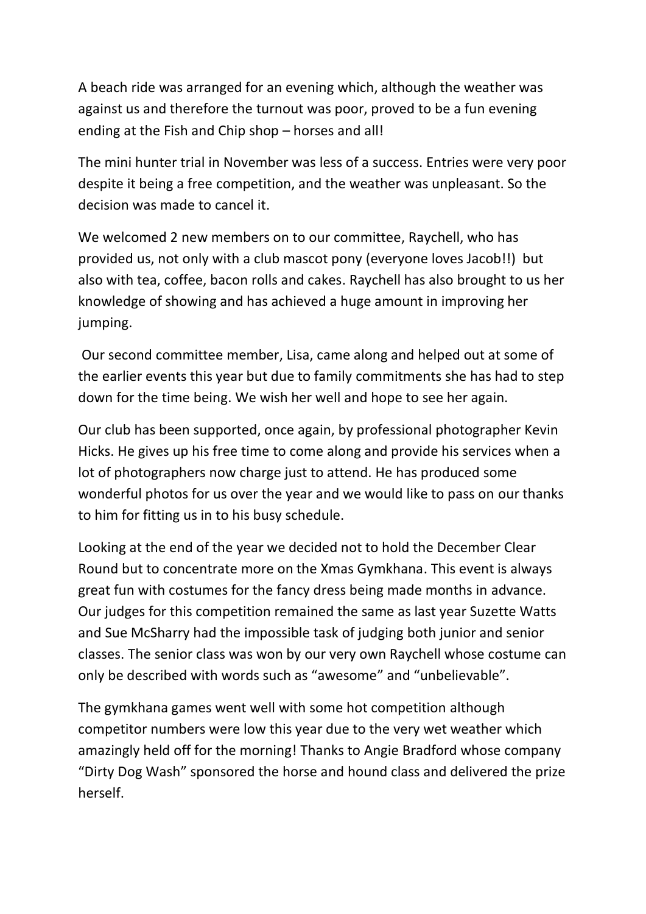A beach ride was arranged for an evening which, although the weather was against us and therefore the turnout was poor, proved to be a fun evening ending at the Fish and Chip shop – horses and all!

The mini hunter trial in November was less of a success. Entries were very poor despite it being a free competition, and the weather was unpleasant. So the decision was made to cancel it.

We welcomed 2 new members on to our committee, Raychell, who has provided us, not only with a club mascot pony (everyone loves Jacob!!) but also with tea, coffee, bacon rolls and cakes. Raychell has also brought to us her knowledge of showing and has achieved a huge amount in improving her jumping.

Our second committee member, Lisa, came along and helped out at some of the earlier events this year but due to family commitments she has had to step down for the time being. We wish her well and hope to see her again.

Our club has been supported, once again, by professional photographer Kevin Hicks. He gives up his free time to come along and provide his services when a lot of photographers now charge just to attend. He has produced some wonderful photos for us over the year and we would like to pass on our thanks to him for fitting us in to his busy schedule.

Looking at the end of the year we decided not to hold the December Clear Round but to concentrate more on the Xmas Gymkhana. This event is always great fun with costumes for the fancy dress being made months in advance. Our judges for this competition remained the same as last year Suzette Watts and Sue McSharry had the impossible task of judging both junior and senior classes. The senior class was won by our very own Raychell whose costume can only be described with words such as "awesome" and "unbelievable".

The gymkhana games went well with some hot competition although competitor numbers were low this year due to the very wet weather which amazingly held off for the morning! Thanks to Angie Bradford whose company "Dirty Dog Wash" sponsored the horse and hound class and delivered the prize herself.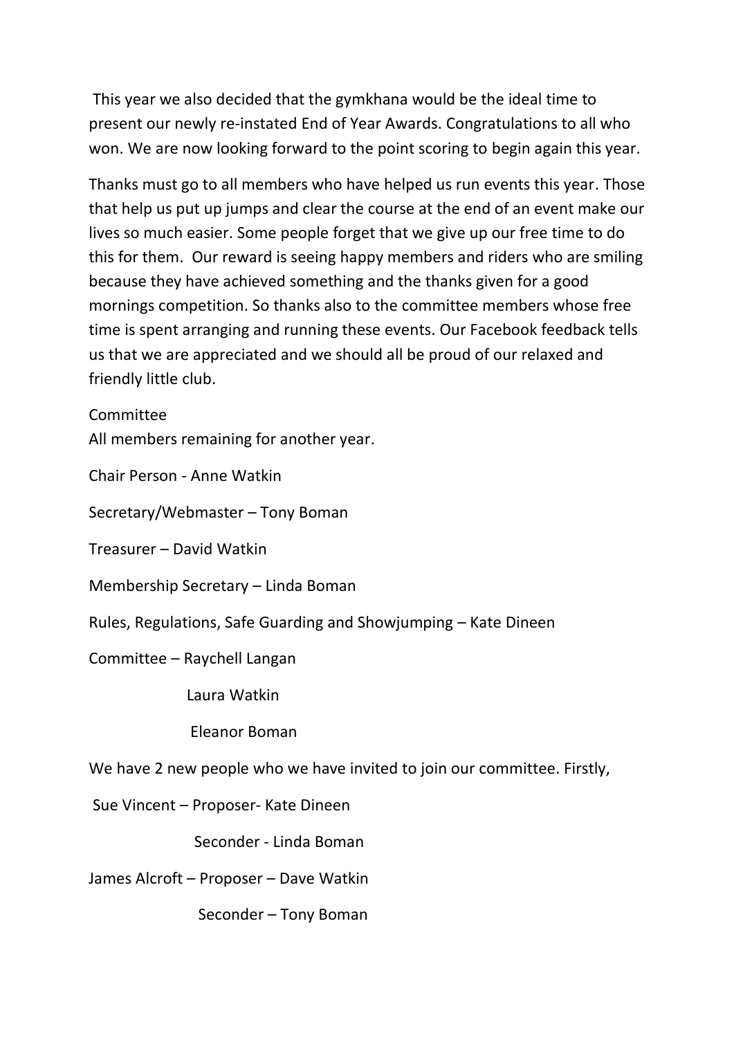This year we also decided that the gymkhana would be the ideal time to present our newly re-instated End of Year Awards. Congratulations to all who won. We are now looking forward to the point scoring to begin again this year.

Thanks must go to all members who have helped us run events this year. Those that help us put up jumps and clear the course at the end of an event make our lives so much easier. Some people forget that we give up our free time to do this for them. Our reward is seeing happy members and riders who are smiling because they have achieved something and the thanks given for a good mornings competition. So thanks also to the committee members whose free time is spent arranging and running these events. Our Facebook feedback tells us that we are appreciated and we should all be proud of our relaxed and friendly little club.

Committee
All members remaining for another year.

Chair Person - Anne Watkin

Secretary/Webmaster – Tony Boman

Treasurer – David Watkin

Membership Secretary – Linda Boman

Rules, Regulations, Safe Guarding and Showjumping – Kate Dineen

Committee – Raychell Langan

Laura Watkin

Eleanor Boman

We have 2 new people who we have invited to join our committee. Firstly,

Sue Vincent – Proposer- Kate Dineen

Seconder - Linda Boman

James Alcroft – Proposer – Dave Watkin

Seconder – Tony Boman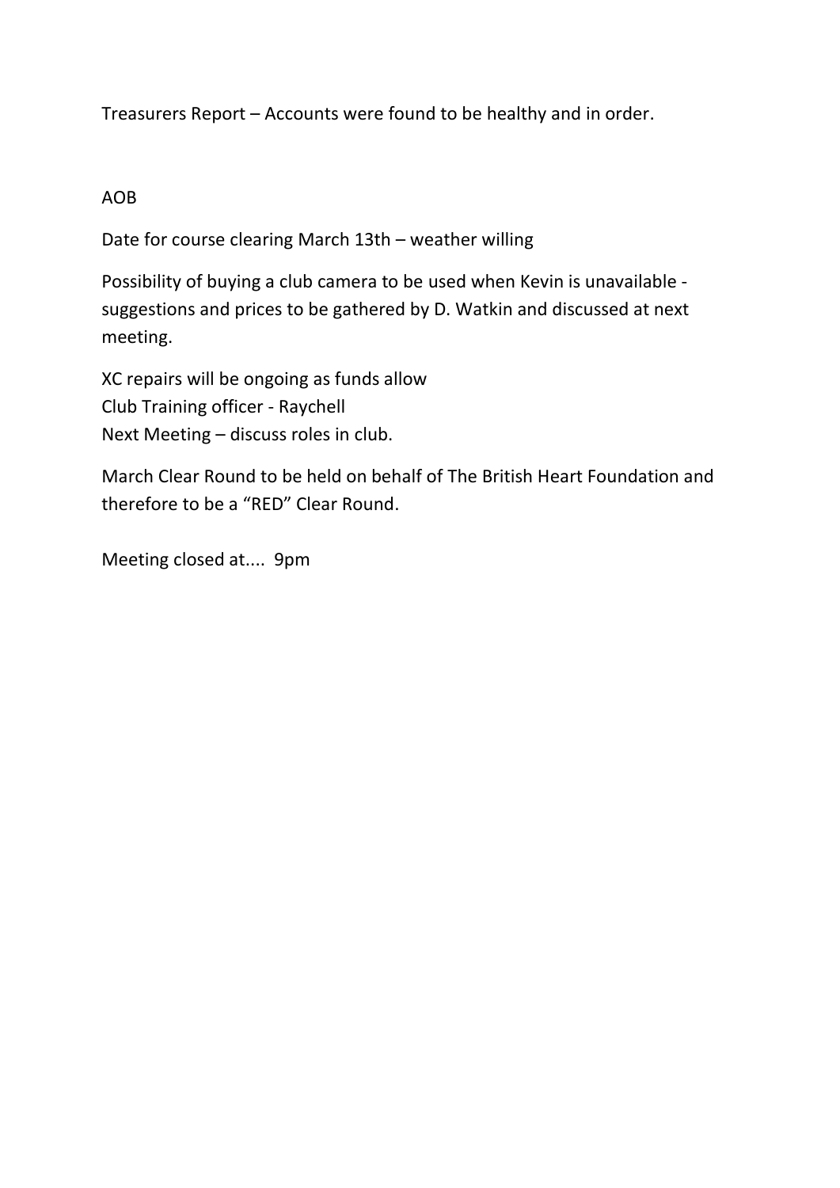Treasurers Report – Accounts were found to be healthy and in order.

AOB

Date for course clearing March 13th – weather willing

Possibility of buying a club camera to be used when Kevin is unavailable - suggestions and prices to be gathered by D. Watkin and discussed at next meeting.

XC repairs will be ongoing as funds allow
Club Training officer - Raychell
Next Meeting – discuss roles in club.

March Clear Round to be held on behalf of The British Heart Foundation and therefore to be a "RED" Clear Round.

Meeting closed at.... 9pm